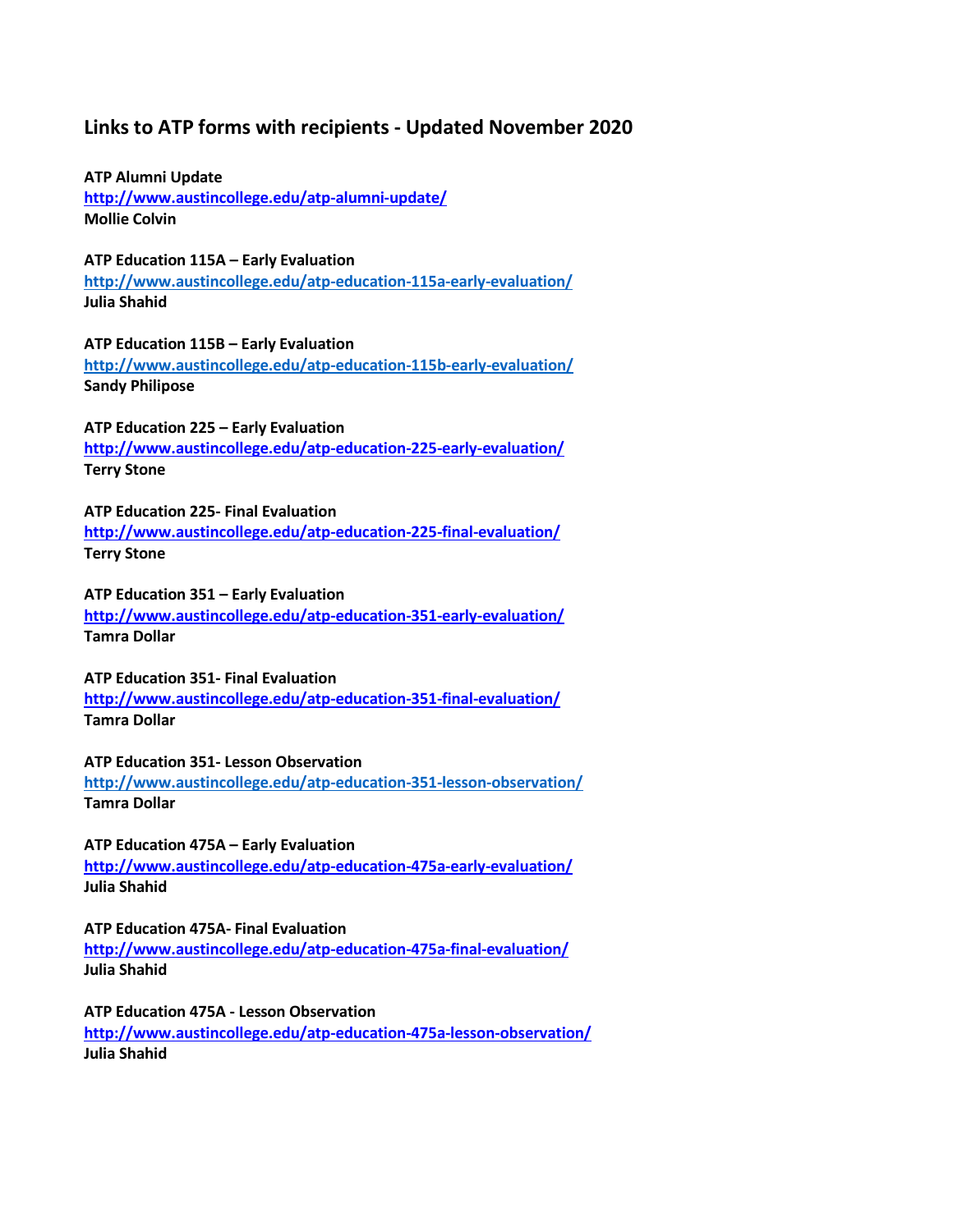# Links to ATP forms with recipients - Updated November 2020

**ATP Alumni Update**
http://www.austincollege.edu/atp-alumni-update/
**Mollie Colvin**

**ATP Education 115A – Early Evaluation**
http://www.austincollege.edu/atp-education-115a-early-evaluation/
**Julia Shahid**

**ATP Education 115B – Early Evaluation**
http://www.austincollege.edu/atp-education-115b-early-evaluation/
**Sandy Philipose**

**ATP Education 225 – Early Evaluation**
http://www.austincollege.edu/atp-education-225-early-evaluation/
**Terry Stone**

**ATP Education 225- Final Evaluation**
http://www.austincollege.edu/atp-education-225-final-evaluation/
**Terry Stone**

**ATP Education 351 – Early Evaluation**
http://www.austincollege.edu/atp-education-351-early-evaluation/
**Tamra Dollar**

**ATP Education 351- Final Evaluation**
http://www.austincollege.edu/atp-education-351-final-evaluation/
**Tamra Dollar**

**ATP Education 351- Lesson Observation**
http://www.austincollege.edu/atp-education-351-lesson-observation/
**Tamra Dollar**

**ATP Education 475A – Early Evaluation**
http://www.austincollege.edu/atp-education-475a-early-evaluation/
**Julia Shahid**

**ATP Education 475A- Final Evaluation**
http://www.austincollege.edu/atp-education-475a-final-evaluation/
**Julia Shahid**

**ATP Education 475A - Lesson Observation**
http://www.austincollege.edu/atp-education-475a-lesson-observation/
**Julia Shahid**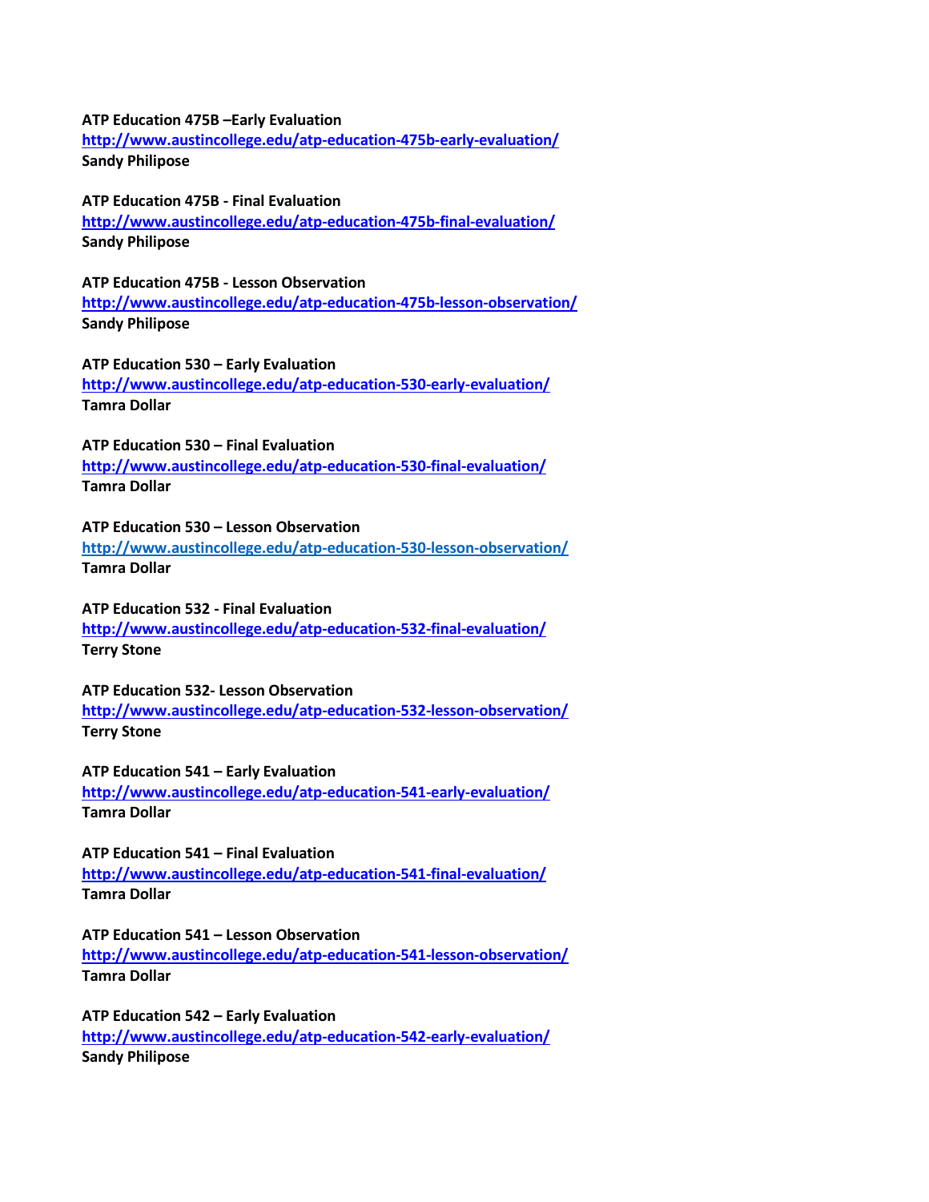**ATP Education 475B –Early Evaluation**
**http://www.austincollege.edu/atp-education-475b-early-evaluation/**
**Sandy Philipose**

**ATP Education 475B - Final Evaluation**
**http://www.austincollege.edu/atp-education-475b-final-evaluation/**
**Sandy Philipose**

**ATP Education 475B - Lesson Observation**
**http://www.austincollege.edu/atp-education-475b-lesson-observation/**
**Sandy Philipose**

**ATP Education 530 – Early Evaluation**
**http://www.austincollege.edu/atp-education-530-early-evaluation/**
**Tamra Dollar**

**ATP Education 530 – Final Evaluation**
**http://www.austincollege.edu/atp-education-530-final-evaluation/**
**Tamra Dollar**

**ATP Education 530 – Lesson Observation**
**http://www.austincollege.edu/atp-education-530-lesson-observation/**
**Tamra Dollar**

**ATP Education 532 - Final Evaluation**
**http://www.austincollege.edu/atp-education-532-final-evaluation/**
**Terry Stone**

**ATP Education 532- Lesson Observation**
**http://www.austincollege.edu/atp-education-532-lesson-observation/**
**Terry Stone**

**ATP Education 541 – Early Evaluation**
**http://www.austincollege.edu/atp-education-541-early-evaluation/**
**Tamra Dollar**

**ATP Education 541 – Final Evaluation**
**http://www.austincollege.edu/atp-education-541-final-evaluation/**
**Tamra Dollar**

**ATP Education 541 – Lesson Observation**
**http://www.austincollege.edu/atp-education-541-lesson-observation/**
**Tamra Dollar**

**ATP Education 542 – Early Evaluation**
**http://www.austincollege.edu/atp-education-542-early-evaluation/**
**Sandy Philipose**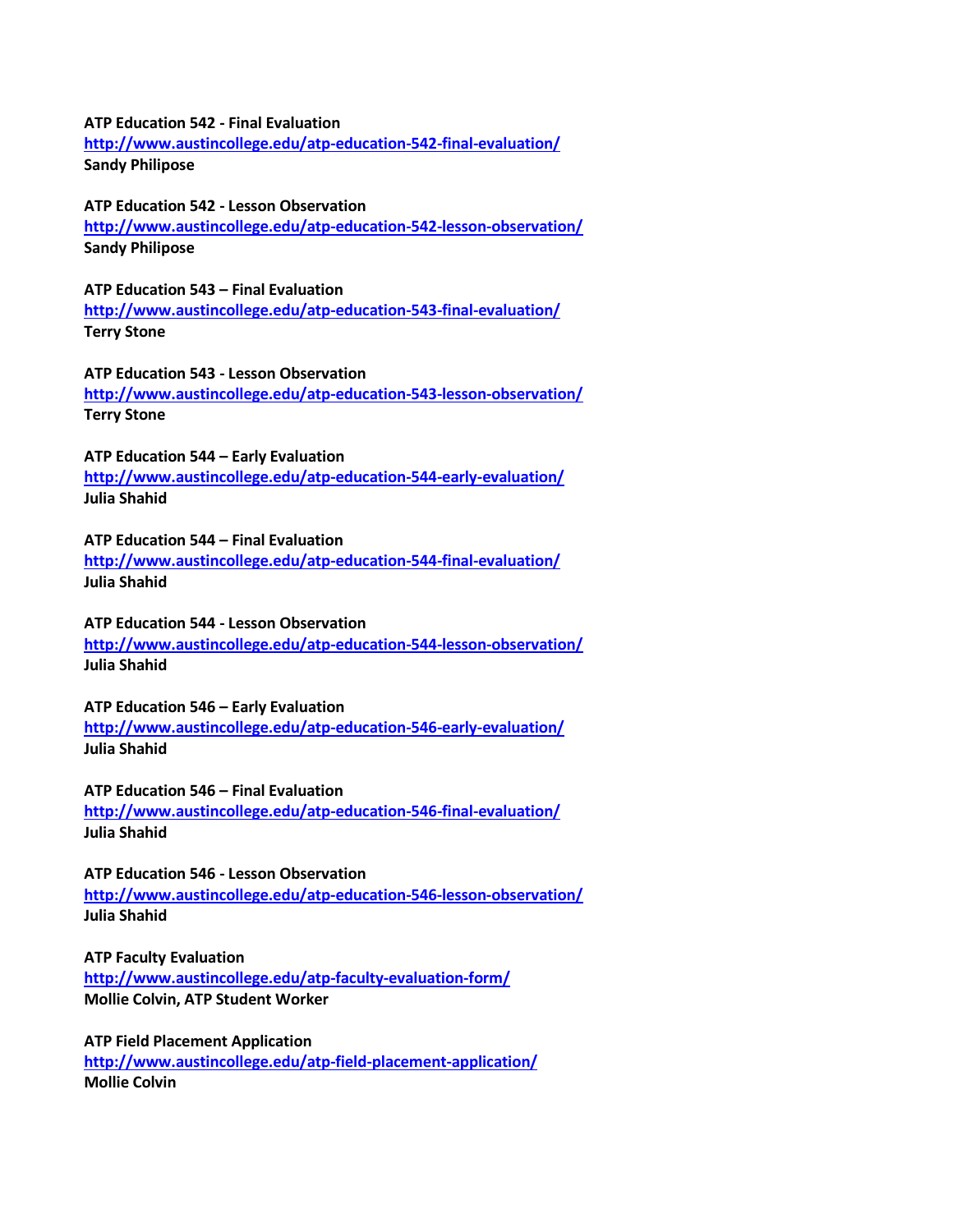**ATP Education 542 - Final Evaluation**
http://www.austincollege.edu/atp-education-542-final-evaluation/
**Sandy Philipose**

**ATP Education 542 - Lesson Observation**
http://www.austincollege.edu/atp-education-542-lesson-observation/
**Sandy Philipose**

**ATP Education 543 – Final Evaluation**
http://www.austincollege.edu/atp-education-543-final-evaluation/
**Terry Stone**

**ATP Education 543 - Lesson Observation**
http://www.austincollege.edu/atp-education-543-lesson-observation/
**Terry Stone**

**ATP Education 544 – Early Evaluation**
http://www.austincollege.edu/atp-education-544-early-evaluation/
**Julia Shahid**

**ATP Education 544 – Final Evaluation**
http://www.austincollege.edu/atp-education-544-final-evaluation/
**Julia Shahid**

**ATP Education 544 - Lesson Observation**
http://www.austincollege.edu/atp-education-544-lesson-observation/
**Julia Shahid**

**ATP Education 546 – Early Evaluation**
http://www.austincollege.edu/atp-education-546-early-evaluation/
**Julia Shahid**

**ATP Education 546 – Final Evaluation**
http://www.austincollege.edu/atp-education-546-final-evaluation/
**Julia Shahid**

**ATP Education 546 - Lesson Observation**
http://www.austincollege.edu/atp-education-546-lesson-observation/
**Julia Shahid**

**ATP Faculty Evaluation**
http://www.austincollege.edu/atp-faculty-evaluation-form/
**Mollie Colvin, ATP Student Worker**

**ATP Field Placement Application**
http://www.austincollege.edu/atp-field-placement-application/
**Mollie Colvin**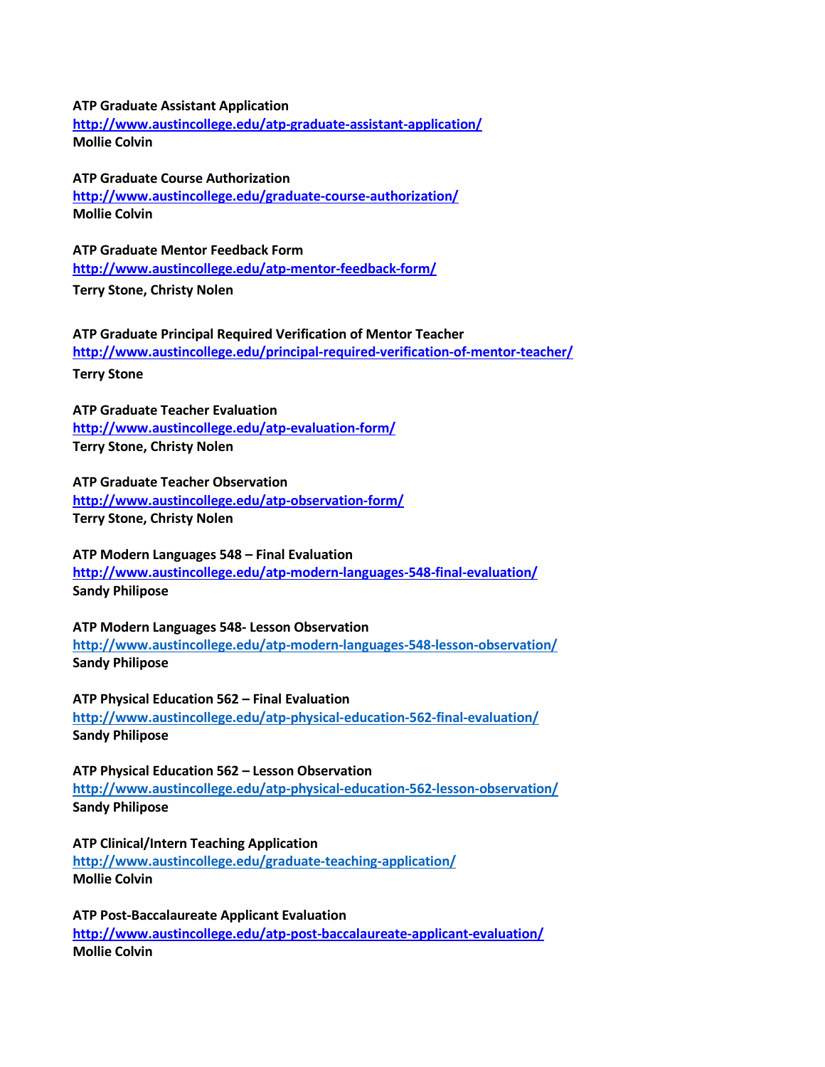**ATP Graduate Assistant Application**
[http://www.austincollege.edu/atp-graduate-assistant-application/](http://www.austincollege.edu/atp-graduate-assistant-application/)
**Mollie Colvin**

**ATP Graduate Course Authorization**
[http://www.austincollege.edu/graduate-course-authorization/](http://www.austincollege.edu/graduate-course-authorization/)
**Mollie Colvin**

**ATP Graduate Mentor Feedback Form**
[http://www.austincollege.edu/atp-mentor-feedback-form/](http://www.austincollege.edu/atp-mentor-feedback-form/)
**Terry Stone, Christy Nolen**

**ATP Graduate Principal Required Verification of Mentor Teacher**
[http://www.austincollege.edu/principal-required-verification-of-mentor-teacher/](http://www.austincollege.edu/principal-required-verification-of-mentor-teacher/)
**Terry Stone**

**ATP Graduate Teacher Evaluation**
[http://www.austincollege.edu/atp-evaluation-form/](http://www.austincollege.edu/atp-evaluation-form/)
**Terry Stone, Christy Nolen**

**ATP Graduate Teacher Observation**
[http://www.austincollege.edu/atp-observation-form/](http://www.austincollege.edu/atp-observation-form/)
**Terry Stone, Christy Nolen**

**ATP Modern Languages 548 – Final Evaluation**
[http://www.austincollege.edu/atp-modern-languages-548-final-evaluation/](http://www.austincollege.edu/atp-modern-languages-548-final-evaluation/)
**Sandy Philipose**

**ATP Modern Languages 548- Lesson Observation**
[http://www.austincollege.edu/atp-modern-languages-548-lesson-observation/](http://www.austincollege.edu/atp-modern-languages-548-lesson-observation/)
**Sandy Philipose**

**ATP Physical Education 562 – Final Evaluation**
[http://www.austincollege.edu/atp-physical-education-562-final-evaluation/](http://www.austincollege.edu/atp-physical-education-562-final-evaluation/)
**Sandy Philipose**

**ATP Physical Education 562 – Lesson Observation**
[http://www.austincollege.edu/atp-physical-education-562-lesson-observation/](http://www.austincollege.edu/atp-physical-education-562-lesson-observation/)
**Sandy Philipose**

**ATP Clinical/Intern Teaching Application**
[http://www.austincollege.edu/graduate-teaching-application/](http://www.austincollege.edu/graduate-teaching-application/)
**Mollie Colvin**

**ATP Post-Baccalaureate Applicant Evaluation**
[http://www.austincollege.edu/atp-post-baccalaureate-applicant-evaluation/](http://www.austincollege.edu/atp-post-baccalaureate-applicant-evaluation/)
**Mollie Colvin**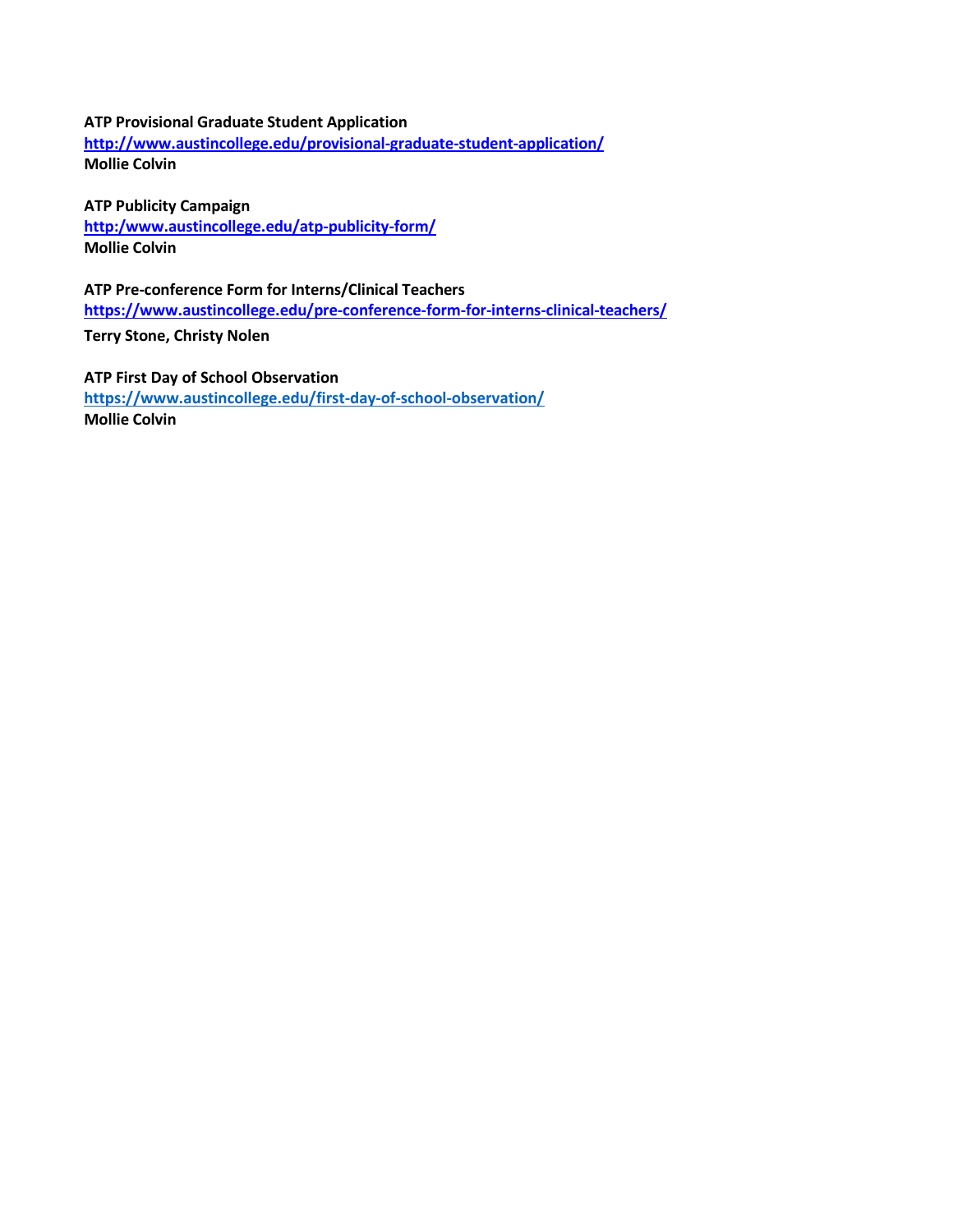**ATP Provisional Graduate Student Application**
http://www.austincollege.edu/provisional-graduate-student-application/
**Mollie Colvin**

**ATP Publicity Campaign**
http:/www.austincollege.edu/atp-publicity-form/
**Mollie Colvin**

**ATP Pre-conference Form for Interns/Clinical Teachers**
https://www.austincollege.edu/pre-conference-form-for-interns-clinical-teachers/
**Terry Stone, Christy Nolen**

**ATP First Day of School Observation**
https://www.austincollege.edu/first-day-of-school-observation/
**Mollie Colvin**